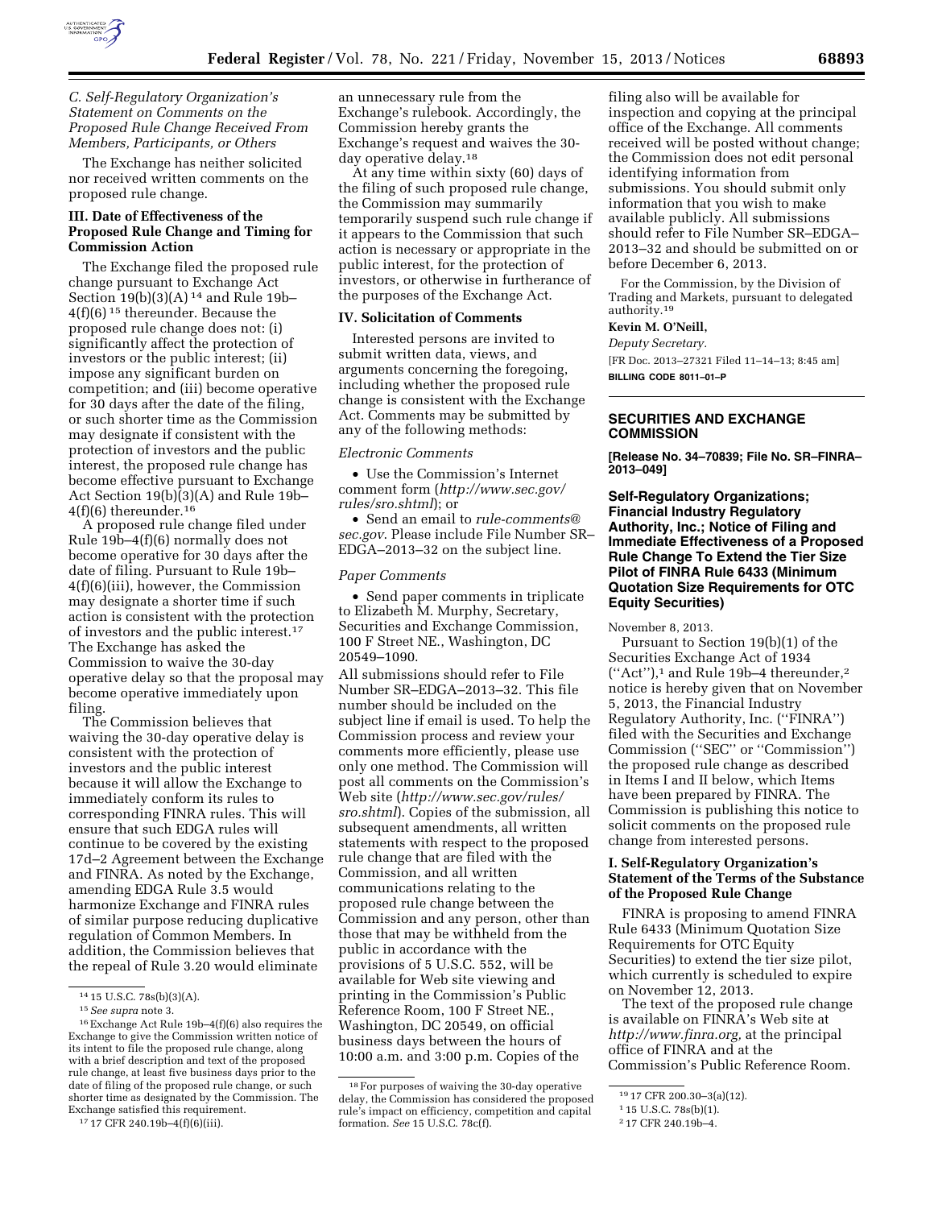*C. Self-Regulatory Organization's Statement on Comments on the Proposed Rule Change Received From Members, Participants, or Others*

The Exchange has neither solicited nor received written comments on the proposed rule change.

**III. Date of Effectiveness of the Proposed Rule Change and Timing for Commission Action**

The Exchange filed the proposed rule change pursuant to Exchange Act Section 19(b)(3)(A) [14] and Rule 19b–4(f)(6) [15] thereunder. Because the proposed rule change does not: (i) significantly affect the protection of investors or the public interest; (ii) impose any significant burden on competition; and (iii) become operative for 30 days after the date of the filing, or such shorter time as the Commission may designate if consistent with the protection of investors and the public interest, the proposed rule change has become effective pursuant to Exchange Act Section 19(b)(3)(A) and Rule 19b–4(f)(6) thereunder.[16]

A proposed rule change filed under Rule 19b–4(f)(6) normally does not become operative for 30 days after the date of filing. Pursuant to Rule 19b–4(f)(6)(iii), however, the Commission may designate a shorter time if such action is consistent with the protection of investors and the public interest.[17] The Exchange has asked the Commission to waive the 30-day operative delay so that the proposal may become operative immediately upon filing.

The Commission believes that waiving the 30-day operative delay is consistent with the protection of investors and the public interest because it will allow the Exchange to immediately conform its rules to corresponding FINRA rules. This will ensure that such EDGA rules will continue to be covered by the existing 17d–2 Agreement between the Exchange and FINRA. As noted by the Exchange, amending EDGA Rule 3.5 would harmonize Exchange and FINRA rules of similar purpose reducing duplicative regulation of Common Members. In addition, the Commission believes that the repeal of Rule 3.20 would eliminate an unnecessary rule from the Exchange's rulebook. Accordingly, the Commission hereby grants the Exchange's request and waives the 30-day operative delay.[18]

At any time within sixty (60) days of the filing of such proposed rule change, the Commission may summarily temporarily suspend such rule change if it appears to the Commission that such action is necessary or appropriate in the public interest, for the protection of investors, or otherwise in furtherance of the purposes of the Exchange Act.

**IV. Solicitation of Comments**

Interested persons are invited to submit written data, views, and arguments concerning the foregoing, including whether the proposed rule change is consistent with the Exchange Act. Comments may be submitted by any of the following methods:

*Electronic Comments*

- Use the Commission's Internet comment form (*http://www.sec.gov/rules/sro.shtml*); or
- Send an email to *rule-comments@sec.gov*. Please include File Number SR–EDGA–2013–32 on the subject line.

*Paper Comments*

- Send paper comments in triplicate to Elizabeth M. Murphy, Secretary, Securities and Exchange Commission, 100 F Street NE., Washington, DC 20549–1090.

All submissions should refer to File Number SR–EDGA–2013–32. This file number should be included on the subject line if email is used. To help the Commission process and review your comments more efficiently, please use only one method. The Commission will post all comments on the Commission's Web site (*http://www.sec.gov/rules/sro.shtml*). Copies of the submission, all subsequent amendments, all written statements with respect to the proposed rule change that are filed with the Commission, and all written communications relating to the proposed rule change between the Commission and any person, other than those that may be withheld from the public in accordance with the provisions of 5 U.S.C. 552, will be available for Web site viewing and printing in the Commission's Public Reference Room, 100 F Street NE., Washington, DC 20549, on official business days between the hours of 10:00 a.m. and 3:00 p.m. Copies of the filing also will be available for inspection and copying at the principal office of the Exchange. All comments received will be posted without change; the Commission does not edit personal identifying information from submissions. You should submit only information that you wish to make available publicly. All submissions should refer to File Number SR–EDGA–2013–32 and should be submitted on or before December 6, 2013.

For the Commission, by the Division of Trading and Markets, pursuant to delegated authority.[19]

**Kevin M. O'Neill,**

*Deputy Secretary.*

[FR Doc. 2013–27321 Filed 11–14–13; 8:45 am]

**BILLING CODE 8011–01–P**

---

[14] 15 U.S.C. 78s(b)(3)(A).

[15] *See supra* note 3.

[16] Exchange Act Rule 19b–4(f)(6) also requires the Exchange to give the Commission written notice of its intent to file the proposed rule change, along with a brief description and text of the proposed rule change, at least five business days prior to the date of filing of the proposed rule change, or such shorter time as designated by the Commission. The Exchange satisfied this requirement.

[17] 17 CFR 240.19b–4(f)(6)(iii).

[18] For purposes of waiving the 30-day operative delay, the Commission has considered the proposed rule's impact on efficiency, competition and capital formation. *See* 15 U.S.C. 78c(f).

[19] 17 CFR 200.30–3(a)(12).

---

## SECURITIES AND EXCHANGE COMMISSION

**[Release No. 34–70839; File No. SR–FINRA–2013–049]**

### Self-Regulatory Organizations; Financial Industry Regulatory Authority, Inc.; Notice of Filing and Immediate Effectiveness of a Proposed Rule Change To Extend the Tier Size Pilot of FINRA Rule 6433 (Minimum Quotation Size Requirements for OTC Equity Securities)

November 8, 2013.

Pursuant to Section 19(b)(1) of the Securities Exchange Act of 1934 ("Act"),[1] and Rule 19b–4 thereunder,[2] notice is hereby given that on November 5, 2013, the Financial Industry Regulatory Authority, Inc. ("FINRA") filed with the Securities and Exchange Commission ("SEC" or "Commission") the proposed rule change as described in Items I and II below, which Items have been prepared by FINRA. The Commission is publishing this notice to solicit comments on the proposed rule change from interested persons.

**I. Self-Regulatory Organization's Statement of the Terms of the Substance of the Proposed Rule Change**

FINRA is proposing to amend FINRA Rule 6433 (Minimum Quotation Size Requirements for OTC Equity Securities) to extend the tier size pilot, which currently is scheduled to expire on November 12, 2013.

The text of the proposed rule change is available on FINRA's Web site at *http://www.finra.org,* at the principal office of FINRA and at the Commission's Public Reference Room.

---

[1] 15 U.S.C. 78s(b)(1).

[2] 17 CFR 240.19b–4.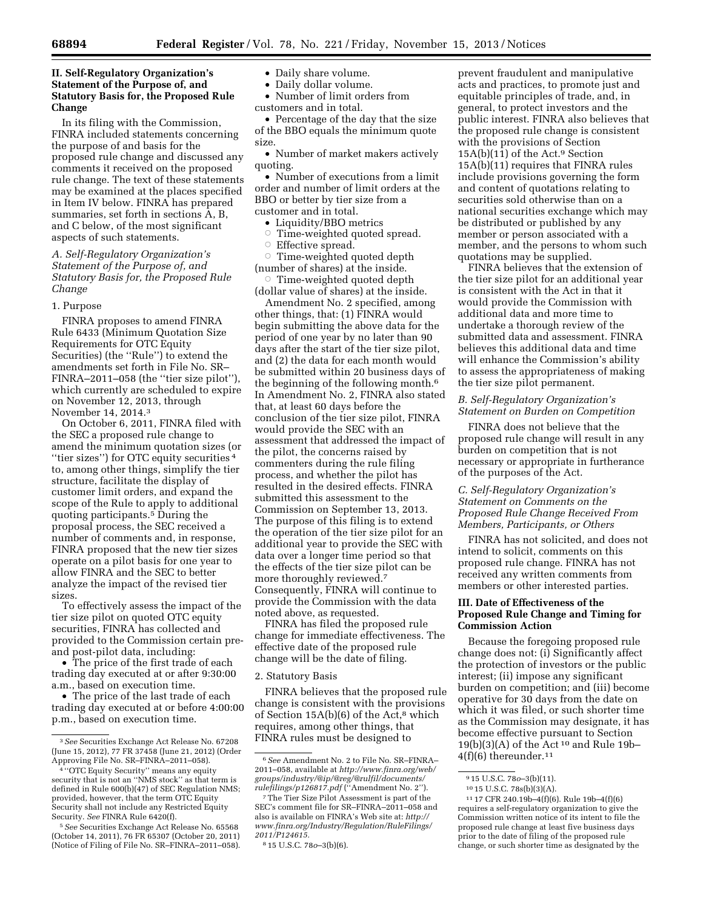## II. Self-Regulatory Organization's Statement of the Purpose of, and Statutory Basis for, the Proposed Rule Change

In its filing with the Commission, FINRA included statements concerning the purpose of and basis for the proposed rule change and discussed any comments it received on the proposed rule change. The text of these statements may be examined at the places specified in Item IV below. FINRA has prepared summaries, set forth in sections A, B, and C below, of the most significant aspects of such statements.

### *A. Self-Regulatory Organization's Statement of the Purpose of, and Statutory Basis for, the Proposed Rule Change*

1. Purpose

FINRA proposes to amend FINRA Rule 6433 (Minimum Quotation Size Requirements for OTC Equity Securities) (the "Rule") to extend the amendments set forth in File No. SR–FINRA–2011–058 (the "tier size pilot"), which currently are scheduled to expire on November 12, 2013, through November 14, 2014.[3]

On October 6, 2011, FINRA filed with the SEC a proposed rule change to amend the minimum quotation sizes (or "tier sizes") for OTC equity securities[4] to, among other things, simplify the tier structure, facilitate the display of customer limit orders, and expand the scope of the Rule to apply to additional quoting participants.[5] During the proposal process, the SEC received a number of comments and, in response, FINRA proposed that the new tier sizes operate on a pilot basis for one year to allow FINRA and the SEC to better analyze the impact of the revised tier sizes.

To effectively assess the impact of the tier size pilot on quoted OTC equity securities, FINRA has collected and provided to the Commission certain pre- and post-pilot data, including:

- The price of the first trade of each trading day executed at or after 9:30:00 a.m., based on execution time.
- The price of the last trade of each trading day executed at or before 4:00:00 p.m., based on execution time.
- Daily share volume.
- Daily dollar volume.
- Number of limit orders from customers and in total.
- Percentage of the day that the size of the BBO equals the minimum quote size.
- Number of market makers actively quoting.
- Number of executions from a limit order and number of limit orders at the BBO or better by tier size from a customer and in total.
- Liquidity/BBO metrics
  - Time-weighted quoted spread.
  - Effective spread.
  - Time-weighted quoted depth (number of shares) at the inside.
  - Time-weighted quoted depth (dollar value of shares) at the inside.

Amendment No. 2 specified, among other things, that: (1) FINRA would begin submitting the above data for the period of one year by no later than 90 days after the start of the tier size pilot, and (2) the data for each month would be submitted within 20 business days of the beginning of the following month.[6] In Amendment No. 2, FINRA also stated that, at least 60 days before the conclusion of the tier size pilot, FINRA would provide the SEC with an assessment that addressed the impact of the pilot, the concerns raised by commenters during the rule filing process, and whether the pilot has resulted in the desired effects. FINRA submitted this assessment to the Commission on September 13, 2013. The purpose of this filing is to extend the operation of the tier size pilot for an additional year to provide the SEC with data over a longer time period so that the effects of the tier size pilot can be more thoroughly reviewed.[7] Consequently, FINRA will continue to provide the Commission with the data noted above, as requested.

FINRA has filed the proposed rule change for immediate effectiveness. The effective date of the proposed rule change will be the date of filing.

2. Statutory Basis

FINRA believes that the proposed rule change is consistent with the provisions of Section 15A(b)(6) of the Act,[8] which requires, among other things, that FINRA rules must be designed to prevent fraudulent and manipulative acts and practices, to promote just and equitable principles of trade, and, in general, to protect investors and the public interest. FINRA also believes that the proposed rule change is consistent with the provisions of Section 15A(b)(11) of the Act.[9] Section 15A(b)(11) requires that FINRA rules include provisions governing the form and content of quotations relating to securities sold otherwise than on a national securities exchange which may be distributed or published by any member or person associated with a member, and the persons to whom such quotations may be supplied.

FINRA believes that the extension of the tier size pilot for an additional year is consistent with the Act in that it would provide the Commission with additional data and more time to undertake a thorough review of the submitted data and assessment. FINRA believes this additional data and time will enhance the Commission's ability to assess the appropriateness of making the tier size pilot permanent.

### *B. Self-Regulatory Organization's Statement on Burden on Competition*

FINRA does not believe that the proposed rule change will result in any burden on competition that is not necessary or appropriate in furtherance of the purposes of the Act.

### *C. Self-Regulatory Organization's Statement on Comments on the Proposed Rule Change Received From Members, Participants, or Others*

FINRA has not solicited, and does not intend to solicit, comments on this proposed rule change. FINRA has not received any written comments from members or other interested parties.

## III. Date of Effectiveness of the Proposed Rule Change and Timing for Commission Action

Because the foregoing proposed rule change does not: (i) Significantly affect the protection of investors or the public interest; (ii) impose any significant burden on competition; and (iii) become operative for 30 days from the date on which it was filed, or such shorter time as the Commission may designate, it has become effective pursuant to Section 19(b)(3)(A) of the Act[10] and Rule 19b–4(f)(6) thereunder.[11]

---

[3] *See* Securities Exchange Act Release No. 67208 (June 15, 2012), 77 FR 37458 (June 21, 2012) (Order Approving File No. SR–FINRA–2011–058).

[4] "OTC Equity Security" means any equity security that is not an "NMS stock" as that term is defined in Rule 600(b)(47) of SEC Regulation NMS; provided, however, that the term OTC Equity Security shall not include any Restricted Equity Security. *See* FINRA Rule 6420(f).

[5] *See* Securities Exchange Act Release No. 65568 (October 14, 2011), 76 FR 65307 (October 20, 2011) (Notice of Filing of File No. SR–FINRA–2011–058).

[6] *See* Amendment No. 2 to File No. SR–FINRA–2011–058, available at *http://www.finra.org/web/groups/industry/@ip/@reg/@rulfil/documents/rulefilings/p126817.pdf* ("Amendment No. 2").

[7] The Tier Size Pilot Assessment is part of the SEC's comment file for SR–FINRA–2011–058 and also is available on FINRA's Web site at: *http://www.finra.org/Industry/Regulation/RuleFilings/2011/P124615.*

[8] 15 U.S.C. 78*o*–3(b)(6).

[9] 15 U.S.C. 78*o*–3(b)(11).

[10] 15 U.S.C. 78s(b)(3)(A).

[11] 17 CFR 240.19b–4(f)(6). Rule 19b–4(f)(6) requires a self-regulatory organization to give the Commission written notice of its intent to file the proposed rule change at least five business days prior to the date of filing of the proposed rule change, or such shorter time as designated by the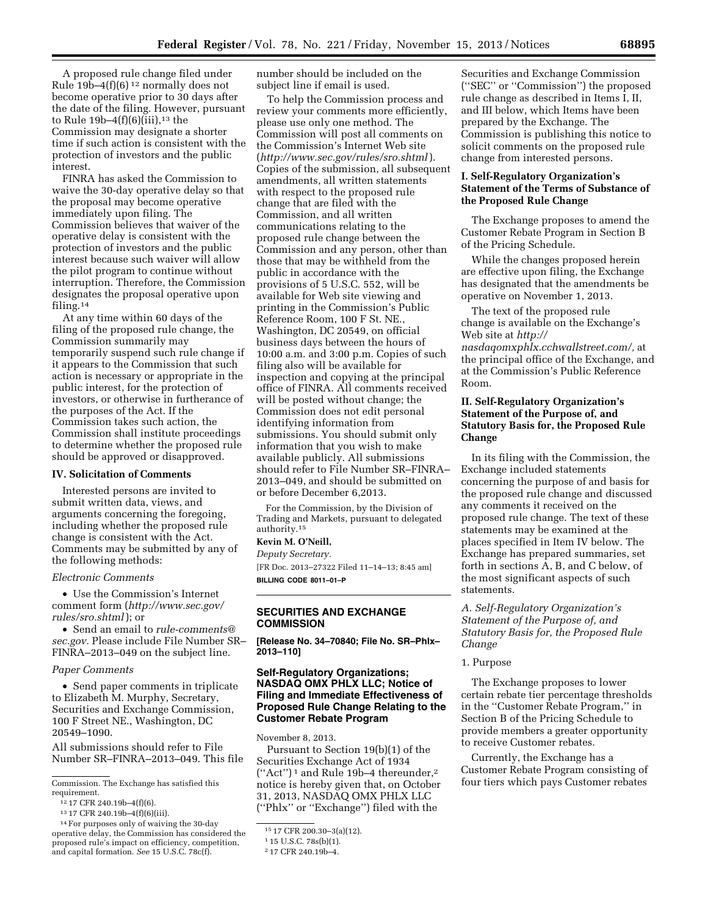A proposed rule change filed under Rule 19b–4(f)(6) [12] normally does not become operative prior to 30 days after the date of the filing. However, pursuant to Rule 19b–4(f)(6)(iii),[13] the Commission may designate a shorter time if such action is consistent with the protection of investors and the public interest.

FINRA has asked the Commission to waive the 30-day operative delay so that the proposal may become operative immediately upon filing. The Commission believes that waiver of the operative delay is consistent with the protection of investors and the public interest because such waiver will allow the pilot program to continue without interruption. Therefore, the Commission designates the proposal operative upon filing.[14]

At any time within 60 days of the filing of the proposed rule change, the Commission summarily may temporarily suspend such rule change if it appears to the Commission that such action is necessary or appropriate in the public interest, for the protection of investors, or otherwise in furtherance of the purposes of the Act. If the Commission takes such action, the Commission shall institute proceedings to determine whether the proposed rule should be approved or disapproved.

## IV. Solicitation of Comments

Interested persons are invited to submit written data, views, and arguments concerning the foregoing, including whether the proposed rule change is consistent with the Act. Comments may be submitted by any of the following methods:

*Electronic Comments*

- Use the Commission's Internet comment form (*http://www.sec.gov/rules/sro.shtml*); or
- Send an email to *rule-comments@sec.gov.* Please include File Number SR–FINRA–2013–049 on the subject line.

*Paper Comments*

- Send paper comments in triplicate to Elizabeth M. Murphy, Secretary, Securities and Exchange Commission, 100 F Street NE., Washington, DC 20549–1090.

All submissions should refer to File Number SR–FINRA–2013–049. This file number should be included on the subject line if email is used.

To help the Commission process and review your comments more efficiently, please use only one method. The Commission will post all comments on the Commission's Internet Web site (*http://www.sec.gov/rules/sro.shtml*). Copies of the submission, all subsequent amendments, all written statements with respect to the proposed rule change that are filed with the Commission, and all written communications relating to the proposed rule change between the Commission and any person, other than those that may be withheld from the public in accordance with the provisions of 5 U.S.C. 552, will be available for Web site viewing and printing in the Commission's Public Reference Room, 100 F St. NE., Washington, DC 20549, on official business days between the hours of 10:00 a.m. and 3:00 p.m. Copies of such filing also will be available for inspection and copying at the principal office of FINRA. All comments received will be posted without change; the Commission does not edit personal identifying information from submissions. You should submit only information that you wish to make available publicly. All submissions should refer to File Number SR–FINRA–2013–049, and should be submitted on or before December 6,2013.

For the Commission, by the Division of Trading and Markets, pursuant to delegated authority.[15]

**Kevin M. O'Neill,**

*Deputy Secretary.*

[FR Doc. 2013–27322 Filed 11–14–13; 8:45 am]

**BILLING CODE 8011–01–P**

---

Commission. The Exchange has satisfied this requirement.

[12] 17 CFR 240.19b–4(f)(6).

[13] 17 CFR 240.19b–4(f)(6)(iii).

[14] For purposes only of waiving the 30-day operative delay, the Commission has considered the proposed rule's impact on efficiency, competition, and capital formation. *See* 15 U.S.C. 78c(f).

[15] 17 CFR 200.30–3(a)(12).

---

## SECURITIES AND EXCHANGE COMMISSION

**[Release No. 34–70840; File No. SR–Phlx–2013–110]**

### Self-Regulatory Organizations; NASDAQ OMX PHLX LLC; Notice of Filing and Immediate Effectiveness of Proposed Rule Change Relating to the Customer Rebate Program

November 8, 2013.

Pursuant to Section 19(b)(1) of the Securities Exchange Act of 1934 ("Act")[1] and Rule 19b–4 thereunder,[2] notice is hereby given that, on October 31, 2013, NASDAQ OMX PHLX LLC ("Phlx" or "Exchange") filed with the Securities and Exchange Commission ("SEC" or "Commission") the proposed rule change as described in Items I, II, and III below, which Items have been prepared by the Exchange. The Commission is publishing this notice to solicit comments on the proposed rule change from interested persons.

#### I. Self-Regulatory Organization's Statement of the Terms of Substance of the Proposed Rule Change

The Exchange proposes to amend the Customer Rebate Program in Section B of the Pricing Schedule.

While the changes proposed herein are effective upon filing, the Exchange has designated that the amendments be operative on November 1, 2013.

The text of the proposed rule change is available on the Exchange's Web site at *http://nasdaqomxphlx.cchwallstreet.com/,* at the principal office of the Exchange, and at the Commission's Public Reference Room.

#### II. Self-Regulatory Organization's Statement of the Purpose of, and Statutory Basis for, the Proposed Rule Change

In its filing with the Commission, the Exchange included statements concerning the purpose of and basis for the proposed rule change and discussed any comments it received on the proposed rule change. The text of these statements may be examined at the places specified in Item IV below. The Exchange has prepared summaries, set forth in sections A, B, and C below, of the most significant aspects of such statements.

*A. Self-Regulatory Organization's Statement of the Purpose of, and Statutory Basis for, the Proposed Rule Change*

1. Purpose

The Exchange proposes to lower certain rebate tier percentage thresholds in the "Customer Rebate Program," in Section B of the Pricing Schedule to provide members a greater opportunity to receive Customer rebates.

Currently, the Exchange has a Customer Rebate Program consisting of four tiers which pays Customer rebates

---

[1] 15 U.S.C. 78s(b)(1).

[2] 17 CFR 240.19b–4.